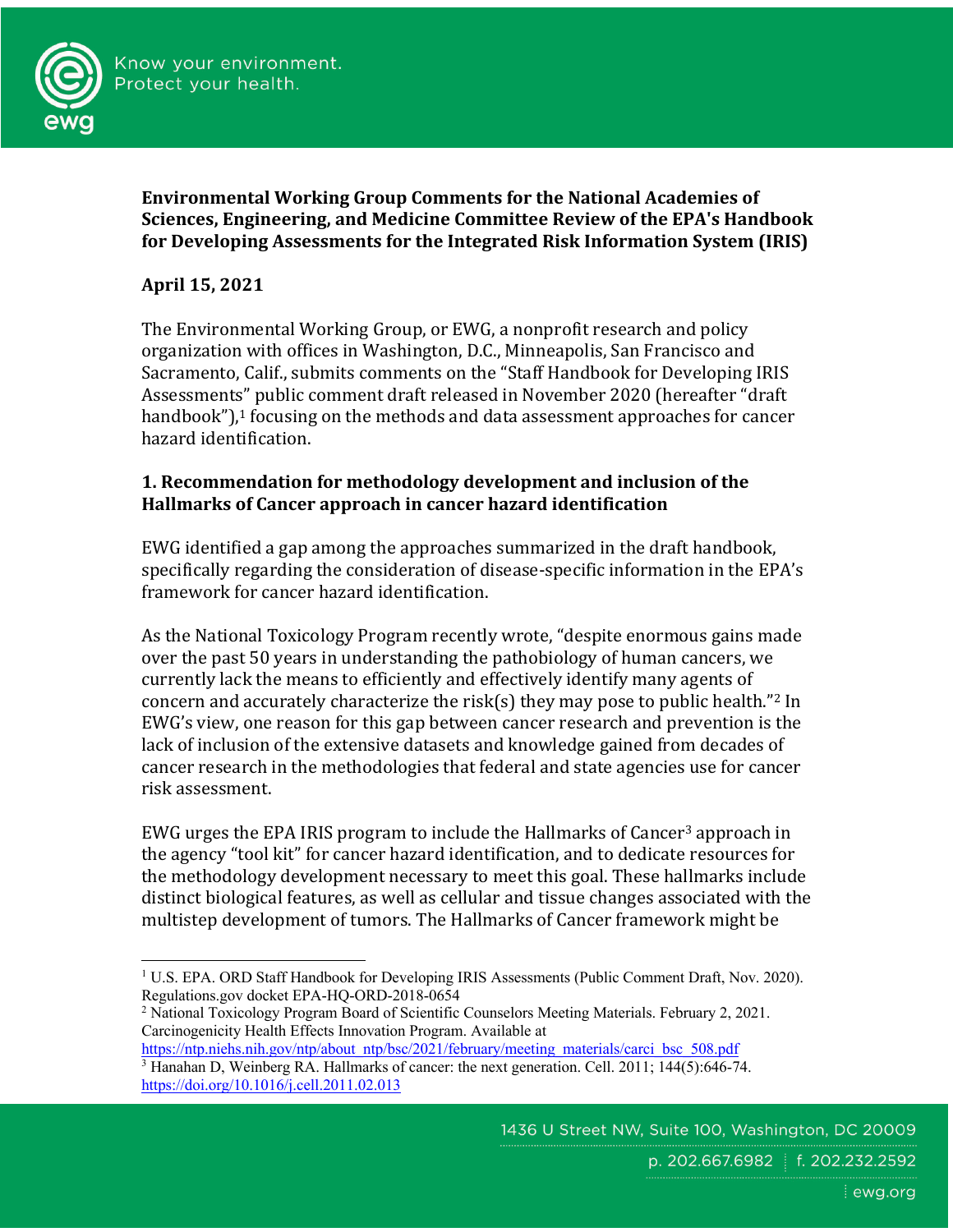**Environmental Working Group Comments for the National Academies of Sciences, Engineering, and Medicine Committee Review of the EPA's Handbook for Developing Assessments for the Integrated Risk Information System (IRIS)**

**April 15, 2021**

The Environmental Working Group, or EWG, a nonprofit research and policy organization with offices in Washington, D.C., Minneapolis, San Francisco and Sacramento, Calif., submits comments on the "Staff Handbook for Developing IRIS Assessments" public comment draft released in November 2020 (hereafter "draft handbook"),[1] focusing on the methods and data assessment approaches for cancer hazard identification.

## 1. Recommendation for methodology development and inclusion of the Hallmarks of Cancer approach in cancer hazard identification

EWG identified a gap among the approaches summarized in the draft handbook, specifically regarding the consideration of disease-specific information in the EPA's framework for cancer hazard identification.

As the National Toxicology Program recently wrote, "despite enormous gains made over the past 50 years in understanding the pathobiology of human cancers, we currently lack the means to efficiently and effectively identify many agents of concern and accurately characterize the risk(s) they may pose to public health."[2] In EWG's view, one reason for this gap between cancer research and prevention is the lack of inclusion of the extensive datasets and knowledge gained from decades of cancer research in the methodologies that federal and state agencies use for cancer risk assessment.

EWG urges the EPA IRIS program to include the Hallmarks of Cancer[3] approach in the agency "tool kit" for cancer hazard identification, and to dedicate resources for the methodology development necessary to meet this goal. These hallmarks include distinct biological features, as well as cellular and tissue changes associated with the multistep development of tumors. The Hallmarks of Cancer framework might be

---

[1] U.S. EPA. ORD Staff Handbook for Developing IRIS Assessments (Public Comment Draft, Nov. 2020). Regulations.gov docket EPA-HQ-ORD-2018-0654

[2] National Toxicology Program Board of Scientific Counselors Meeting Materials. February 2, 2021. Carcinogenicity Health Effects Innovation Program. Available at https://ntp.niehs.nih.gov/ntp/about_ntp/bsc/2021/february/meeting_materials/carci_bsc_508.pdf

[3] Hanahan D, Weinberg RA. Hallmarks of cancer: the next generation. Cell. 2011; 144(5):646-74. https://doi.org/10.1016/j.cell.2011.02.013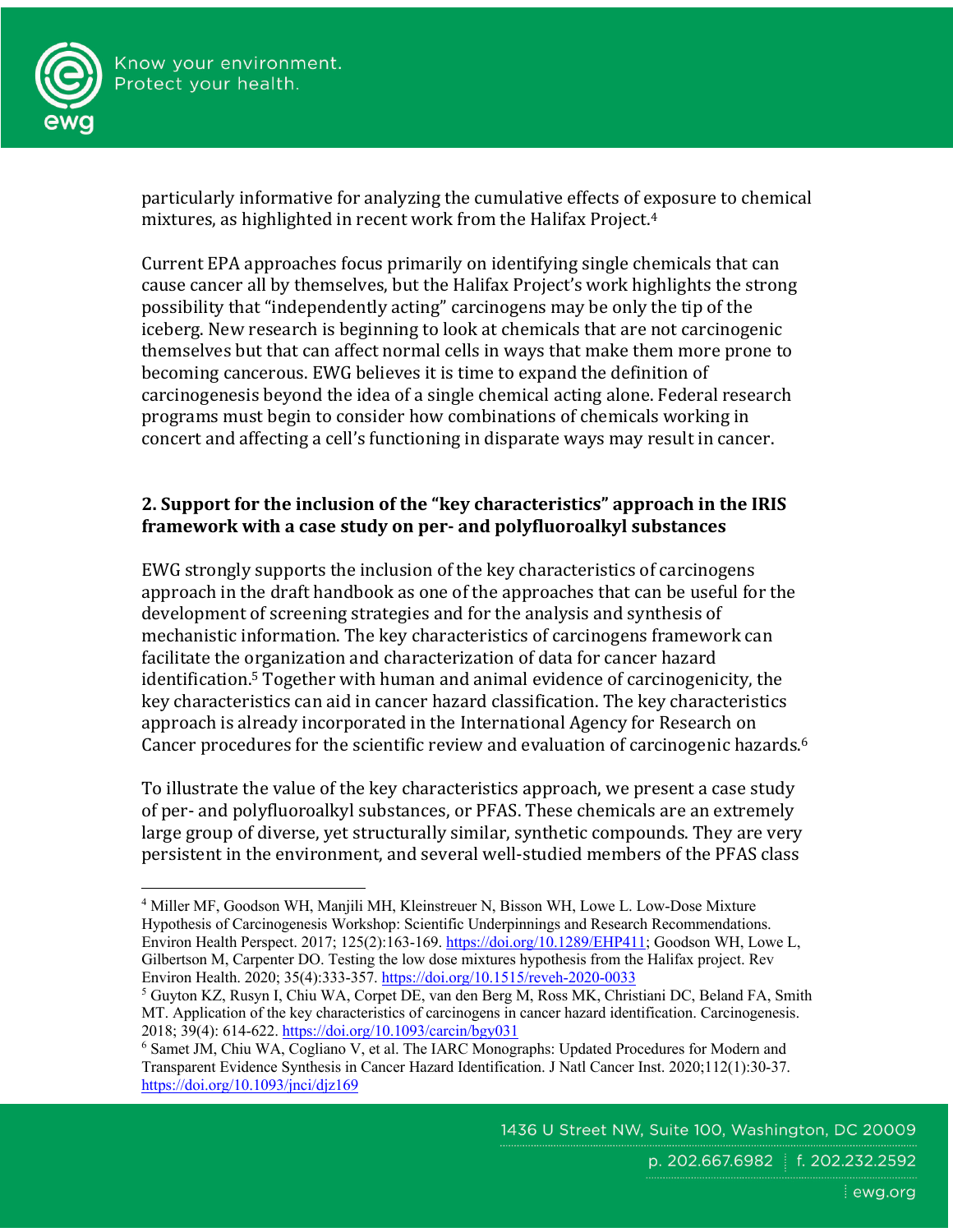particularly informative for analyzing the cumulative effects of exposure to chemical mixtures, as highlighted in recent work from the Halifax Project.[4]

Current EPA approaches focus primarily on identifying single chemicals that can cause cancer all by themselves, but the Halifax Project's work highlights the strong possibility that "independently acting" carcinogens may be only the tip of the iceberg. New research is beginning to look at chemicals that are not carcinogenic themselves but that can affect normal cells in ways that make them more prone to becoming cancerous. EWG believes it is time to expand the definition of carcinogenesis beyond the idea of a single chemical acting alone. Federal research programs must begin to consider how combinations of chemicals working in concert and affecting a cell's functioning in disparate ways may result in cancer.

**2. Support for the inclusion of the "key characteristics" approach in the IRIS framework with a case study on per- and polyfluoroalkyl substances**

EWG strongly supports the inclusion of the key characteristics of carcinogens approach in the draft handbook as one of the approaches that can be useful for the development of screening strategies and for the analysis and synthesis of mechanistic information. The key characteristics of carcinogens framework can facilitate the organization and characterization of data for cancer hazard identification.[5] Together with human and animal evidence of carcinogenicity, the key characteristics can aid in cancer hazard classification. The key characteristics approach is already incorporated in the International Agency for Research on Cancer procedures for the scientific review and evaluation of carcinogenic hazards.[6]

To illustrate the value of the key characteristics approach, we present a case study of per- and polyfluoroalkyl substances, or PFAS. These chemicals are an extremely large group of diverse, yet structurally similar, synthetic compounds. They are very persistent in the environment, and several well-studied members of the PFAS class

---

[4] Miller MF, Goodson WH, Manjili MH, Kleinstreuer N, Bisson WH, Lowe L. Low-Dose Mixture Hypothesis of Carcinogenesis Workshop: Scientific Underpinnings and Research Recommendations. Environ Health Perspect. 2017; 125(2):163-169. https://doi.org/10.1289/EHP411; Goodson WH, Lowe L, Gilbertson M, Carpenter DO. Testing the low dose mixtures hypothesis from the Halifax project. Rev Environ Health. 2020; 35(4):333-357. https://doi.org/10.1515/reveh-2020-0033

[5] Guyton KZ, Rusyn I, Chiu WA, Corpet DE, van den Berg M, Ross MK, Christiani DC, Beland FA, Smith MT. Application of the key characteristics of carcinogens in cancer hazard identification. Carcinogenesis. 2018; 39(4): 614-622. https://doi.org/10.1093/carcin/bgy031

[6] Samet JM, Chiu WA, Cogliano V, et al. The IARC Monographs: Updated Procedures for Modern and Transparent Evidence Synthesis in Cancer Hazard Identification. J Natl Cancer Inst. 2020;112(1):30-37. https://doi.org/10.1093/jnci/djz169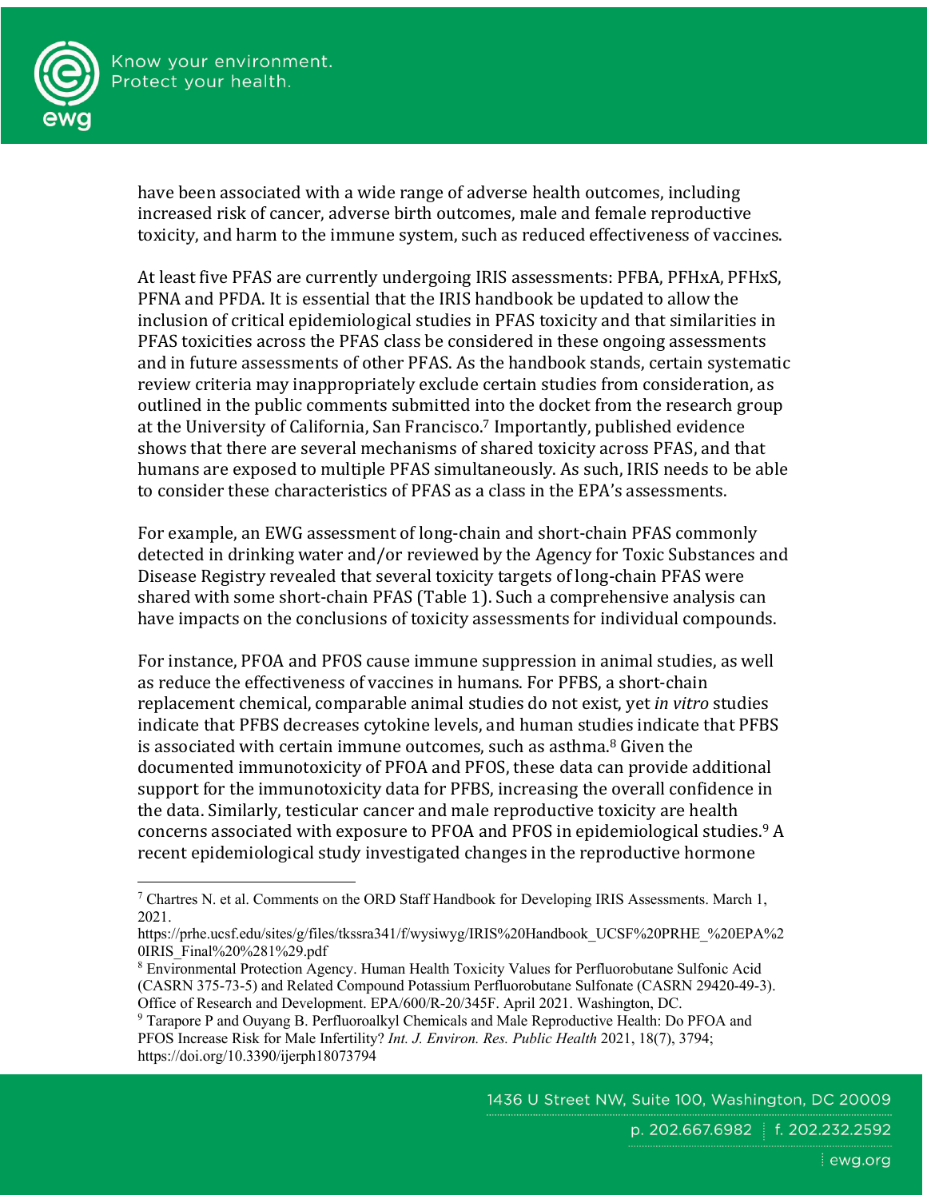have been associated with a wide range of adverse health outcomes, including increased risk of cancer, adverse birth outcomes, male and female reproductive toxicity, and harm to the immune system, such as reduced effectiveness of vaccines.

At least five PFAS are currently undergoing IRIS assessments: PFBA, PFHxA, PFHxS, PFNA and PFDA. It is essential that the IRIS handbook be updated to allow the inclusion of critical epidemiological studies in PFAS toxicity and that similarities in PFAS toxicities across the PFAS class be considered in these ongoing assessments and in future assessments of other PFAS. As the handbook stands, certain systematic review criteria may inappropriately exclude certain studies from consideration, as outlined in the public comments submitted into the docket from the research group at the University of California, San Francisco.[7] Importantly, published evidence shows that there are several mechanisms of shared toxicity across PFAS, and that humans are exposed to multiple PFAS simultaneously. As such, IRIS needs to be able to consider these characteristics of PFAS as a class in the EPA's assessments.

For example, an EWG assessment of long-chain and short-chain PFAS commonly detected in drinking water and/or reviewed by the Agency for Toxic Substances and Disease Registry revealed that several toxicity targets of long-chain PFAS were shared with some short-chain PFAS (Table 1). Such a comprehensive analysis can have impacts on the conclusions of toxicity assessments for individual compounds.

For instance, PFOA and PFOS cause immune suppression in animal studies, as well as reduce the effectiveness of vaccines in humans. For PFBS, a short-chain replacement chemical, comparable animal studies do not exist, yet *in vitro* studies indicate that PFBS decreases cytokine levels, and human studies indicate that PFBS is associated with certain immune outcomes, such as asthma.[8] Given the documented immunotoxicity of PFOA and PFOS, these data can provide additional support for the immunotoxicity data for PFBS, increasing the overall confidence in the data. Similarly, testicular cancer and male reproductive toxicity are health concerns associated with exposure to PFOA and PFOS in epidemiological studies.[9] A recent epidemiological study investigated changes in the reproductive hormone

---

[7] Chartres N. et al. Comments on the ORD Staff Handbook for Developing IRIS Assessments. March 1, 2021. https://prhe.ucsf.edu/sites/g/files/tkssra341/f/wysiwyg/IRIS%20Handbook_UCSF%20PRHE_%20EPA%20IRIS_Final%20%281%29.pdf

[8] Environmental Protection Agency. Human Health Toxicity Values for Perfluorobutane Sulfonic Acid (CASRN 375-73-5) and Related Compound Potassium Perfluorobutane Sulfonate (CASRN 29420-49-3). Office of Research and Development. EPA/600/R-20/345F. April 2021. Washington, DC.

[9] Tarapore P and Ouyang B. Perfluoroalkyl Chemicals and Male Reproductive Health: Do PFOA and PFOS Increase Risk for Male Infertility? *Int. J. Environ. Res. Public Health* 2021, 18(7), 3794; https://doi.org/10.3390/ijerph18073794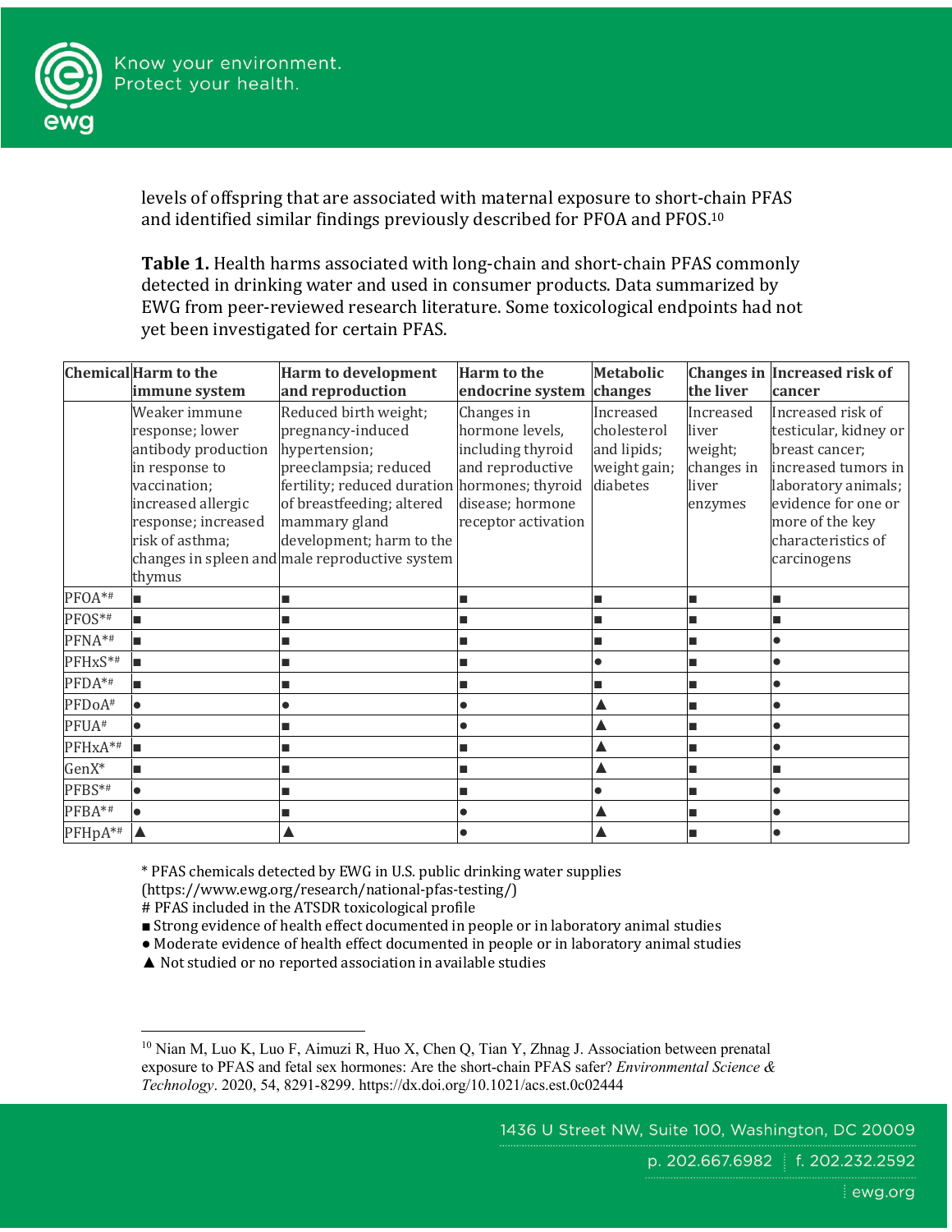levels of offspring that are associated with maternal exposure to short-chain PFAS and identified similar findings previously described for PFOA and PFOS.[10]

**Table 1.** Health harms associated with long-chain and short-chain PFAS commonly detected in drinking water and used in consumer products. Data summarized by EWG from peer-reviewed research literature. Some toxicological endpoints had not yet been investigated for certain PFAS.

| Chemical | Harm to the immune system | Harm to development and reproduction | Harm to the endocrine system | Metabolic changes | Changes in the liver | Increased risk of cancer |
|---|---|---|---|---|---|---|
| | Weaker immune response; lower antibody production in response to vaccination; increased allergic response; increased risk of asthma; changes in spleen and thymus | Reduced birth weight; pregnancy-induced hypertension; preeclampsia; reduced fertility; reduced duration of breastfeeding; altered mammary gland development; harm to the male reproductive system | Changes in hormone levels, including thyroid and reproductive hormones; thyroid disease; hormone receptor activation | Increased cholesterol and lipids; weight gain; diabetes | Increased liver weight; changes in liver enzymes | Increased risk of testicular, kidney or breast cancer; increased tumors in laboratory animals; evidence for one or more of the key characteristics of carcinogens |
| PFOA*# | ■ | ■ | ■ | ■ | ■ | ■ |
| PFOS*# | ■ | ■ | ■ | ■ | ■ | ■ |
| PFNA*# | ■ | ■ | ■ | ■ | ■ | ● |
| PFHxS*# | ■ | ■ | ■ | ● | ■ | ● |
| PFDA*# | ■ | ■ | ■ | ■ | ■ | ● |
| PFDoA# | ● | ● | ● | ▲ | ■ | ● |
| PFUA# | ● | ■ | ● | ▲ | ■ | ● |
| PFHxA*# | ■ | ■ | ■ | ▲ | ■ | ● |
| GenX* | ■ | ■ | ■ | ▲ | ■ | ■ |
| PFBS*# | ● | ■ | ■ | ● | ■ | ● |
| PFBA*# | ● | ■ | ● | ▲ | ■ | ● |
| PFHpA*# | ▲ | ▲ | ● | ▲ | ■ | ● |

* PFAS chemicals detected by EWG in U.S. public drinking water supplies (https://www.ewg.org/research/national-pfas-testing/)
# PFAS included in the ATSDR toxicological profile
■ Strong evidence of health effect documented in people or in laboratory animal studies
● Moderate evidence of health effect documented in people or in laboratory animal studies
▲ Not studied or no reported association in available studies

[10] Nian M, Luo K, Luo F, Aimuzi R, Huo X, Chen Q, Tian Y, Zhnag J. Association between prenatal exposure to PFAS and fetal sex hormones: Are the short-chain PFAS safer? *Environmental Science & Technology*. 2020, 54, 8291-8299. https://dx.doi.org/10.1021/acs.est.0c02444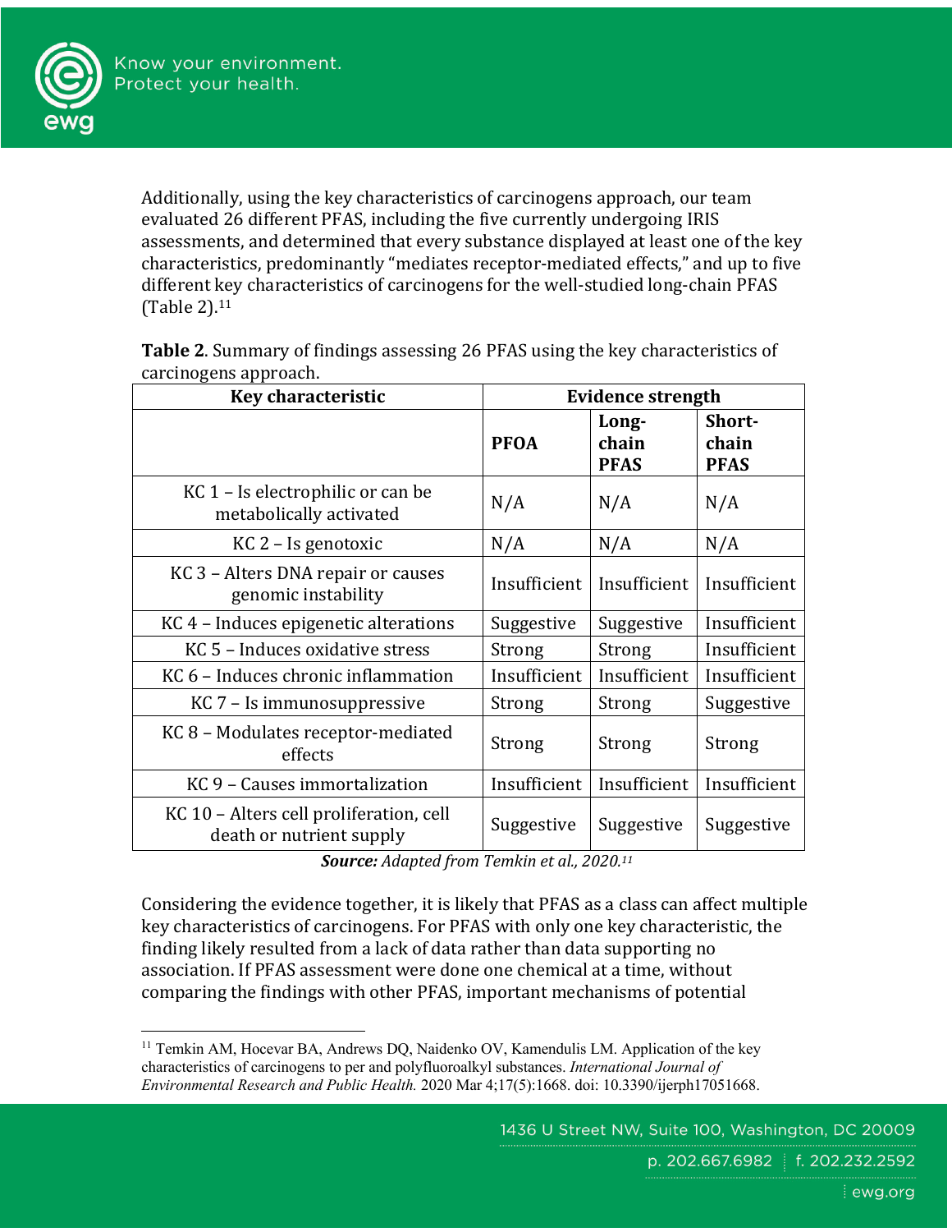Additionally, using the key characteristics of carcinogens approach, our team evaluated 26 different PFAS, including the five currently undergoing IRIS assessments, and determined that every substance displayed at least one of the key characteristics, predominantly "mediates receptor-mediated effects," and up to five different key characteristics of carcinogens for the well-studied long-chain PFAS (Table 2).[11]

**Table 2**. Summary of findings assessing 26 PFAS using the key characteristics of carcinogens approach.

| Key characteristic | Evidence strength | | |
|---|---|---|---|
| | **PFOA** | **Long-chain PFAS** | **Short-chain PFAS** |
| KC 1 – Is electrophilic or can be metabolically activated | N/A | N/A | N/A |
| KC 2 – Is genotoxic | N/A | N/A | N/A |
| KC 3 – Alters DNA repair or causes genomic instability | Insufficient | Insufficient | Insufficient |
| KC 4 – Induces epigenetic alterations | Suggestive | Suggestive | Insufficient |
| KC 5 – Induces oxidative stress | Strong | Strong | Insufficient |
| KC 6 – Induces chronic inflammation | Insufficient | Insufficient | Insufficient |
| KC 7 – Is immunosuppressive | Strong | Strong | Suggestive |
| KC 8 – Modulates receptor-mediated effects | Strong | Strong | Strong |
| KC 9 – Causes immortalization | Insufficient | Insufficient | Insufficient |
| KC 10 – Alters cell proliferation, cell death or nutrient supply | Suggestive | Suggestive | Suggestive |

***Source:*** *Adapted from Temkin et al., 2020.*[11]

Considering the evidence together, it is likely that PFAS as a class can affect multiple key characteristics of carcinogens. For PFAS with only one key characteristic, the finding likely resulted from a lack of data rather than data supporting no association. If PFAS assessment were done one chemical at a time, without comparing the findings with other PFAS, important mechanisms of potential

---

[11] Temkin AM, Hocevar BA, Andrews DQ, Naidenko OV, Kamendulis LM. Application of the key characteristics of carcinogens to per and polyfluoroalkyl substances. *International Journal of Environmental Research and Public Health.* 2020 Mar 4;17(5):1668. doi: 10.3390/ijerph17051668.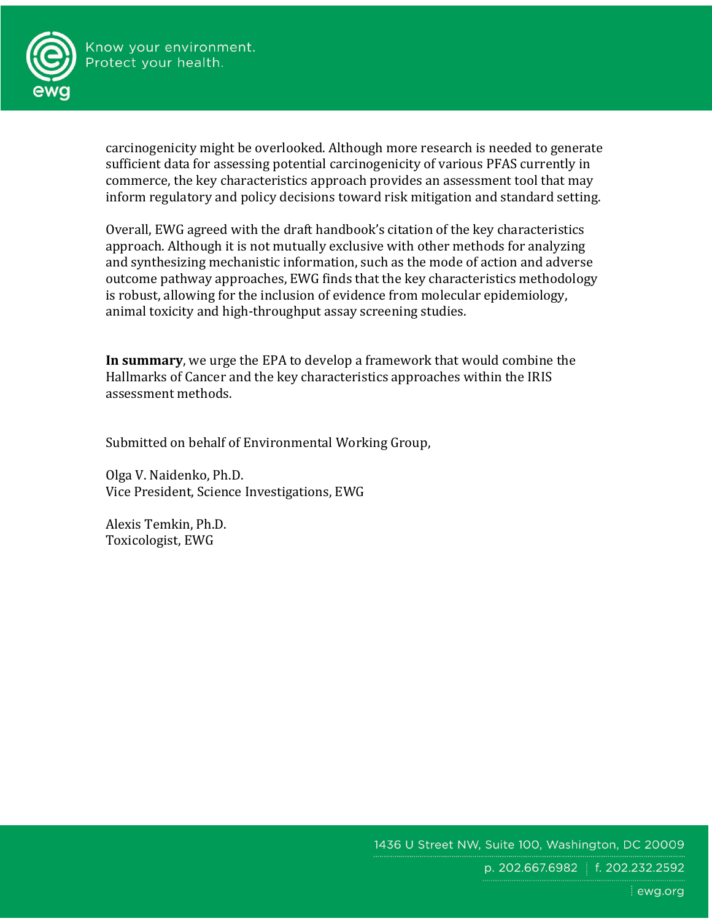carcinogenicity might be overlooked. Although more research is needed to generate sufficient data for assessing potential carcinogenicity of various PFAS currently in commerce, the key characteristics approach provides an assessment tool that may inform regulatory and policy decisions toward risk mitigation and standard setting.

Overall, EWG agreed with the draft handbook's citation of the key characteristics approach. Although it is not mutually exclusive with other methods for analyzing and synthesizing mechanistic information, such as the mode of action and adverse outcome pathway approaches, EWG finds that the key characteristics methodology is robust, allowing for the inclusion of evidence from molecular epidemiology, animal toxicity and high-throughput assay screening studies.

**In summary**, we urge the EPA to develop a framework that would combine the Hallmarks of Cancer and the key characteristics approaches within the IRIS assessment methods.

Submitted on behalf of Environmental Working Group,

Olga V. Naidenko, Ph.D.
Vice President, Science Investigations, EWG

Alexis Temkin, Ph.D.
Toxicologist, EWG